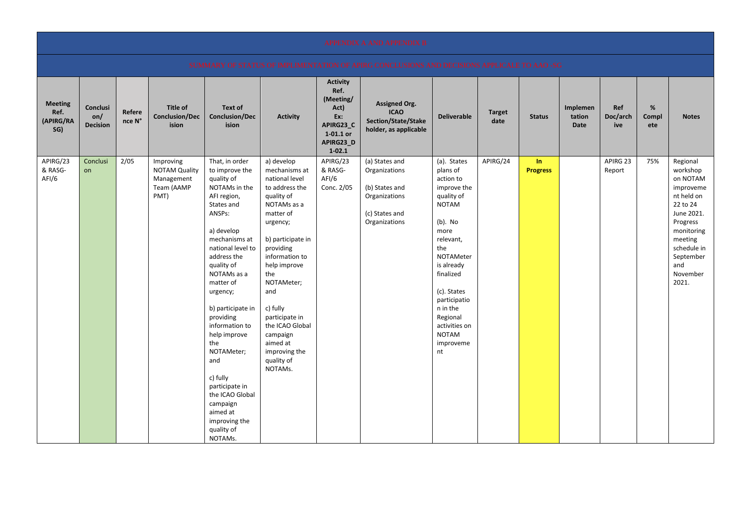# APPENDIX A AND APPENDIX B

## SUMMARY OF STATUS OF IMPLEMENTATION OF APIRG CONCLUSIONS AND DECISIONS APPLICABLE TO AAO-SG

| Meeting Ref. (APIRG/RASG) | Conclusion/ Decision | Reference N° | Title of Conclusion/Decision | Text of Conclusion/Decision | Activity | Activity Ref. (Meeting/ Act) Ex: APIRG23_C 1-01.1 or APIRG23_D 1-02.1 | Assigned Org. ICAO Section/State/Stake holder, as applicable | Deliverable | Target date | Status | Implementation Date | Ref Doc/archive | % Complete | Notes |
|---|---|---|---|---|---|---|---|---|---|---|---|---|---|---|
| APIRG/23 & RASG-AFI/6 | Conclusion | 2/05 | Improving NOTAM Quality Management Team (AAMP PMT) | That, in order to improve the quality of NOTAMs in the AFI region, States and ANSPs:<br><br>a) develop mechanisms at national level to address the quality of NOTAMs as a matter of urgency;<br><br>b) participate in providing information to help improve the NOTAMeter; and<br><br>c) fully participate in the ICAO Global campaign aimed at improving the quality of NOTAMs. | a) develop mechanisms at national level to address the quality of NOTAMs as a matter of urgency;<br><br>b) participate in providing information to help improve the NOTAMeter; and<br><br>c) fully participate in the ICAO Global campaign aimed at improving the quality of NOTAMs. | APIRG/23 & RASG-AFI/6 Conc. 2/05 | (a) States and Organizations<br><br>(b) States and Organizations<br><br>(c) States and Organizations | (a). States plans of action to improve the quality of NOTAM<br><br>(b). No more relevant, the NOTAMeter is already finalized<br><br>(c). States participation in the Regional activities on NOTAM improvement | APIRG/24 | **In Progress** | | APIRG 23 Report | 75% | Regional workshop on NOTAM improvement held on 22 to 24 June 2021. Progress monitoring meeting schedule in September and November 2021. |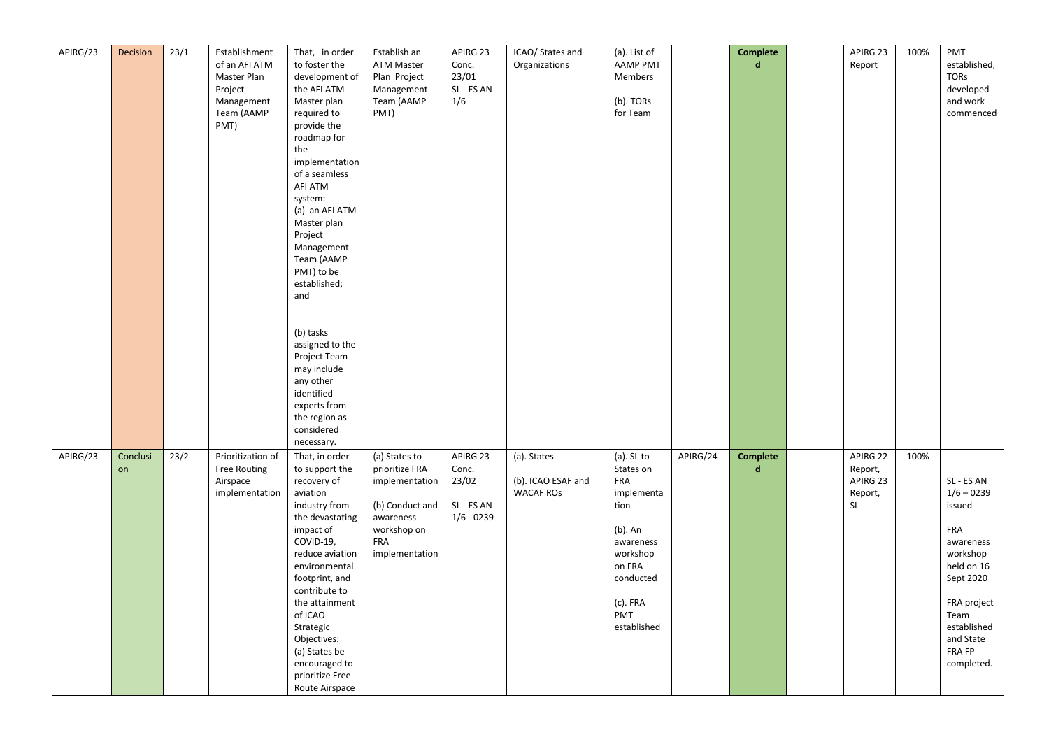| APIRG/23 | Decision | 23/1 | Establishment of an AFI ATM Master Plan Project Management Team (AAMP PMT) | That, in order to foster the development of the AFI ATM Master plan required to provide the roadmap for the implementation of a seamless AFI ATM system: (a) an AFI ATM Master plan Project Management Team (AAMP PMT) to be established; and<br><br>(b) tasks assigned to the Project Team may include any other identified experts from the region as considered necessary. | Establish an ATM Master Plan Project Management Team (AAMP PMT) | APIRG 23 Conc. 23/01 SL - ES AN 1/6 | ICAO/ States and Organizations | (a). List of AAMP PMT Members<br><br>(b). TORs for Team | | **Completed** | | APIRG 23 Report | 100% | PMT established, TORs developed and work commenced |
|---|---|---|---|---|---|---|---|---|---|---|---|---|---|---|
| APIRG/23 | Conclusion | 23/2 | Prioritization of Free Routing Airspace implementation | That, in order to support the recovery of aviation industry from the devastating impact of COVID-19, reduce aviation environmental footprint, and contribute to the attainment of ICAO Strategic Objectives: (a) States be encouraged to prioritize Free Route Airspace | (a) States to prioritize FRA implementation<br><br>(b) Conduct and awareness workshop on FRA implementation | APIRG 23 Conc. 23/02<br><br>SL - ES AN 1/6 - 0239 | (a). States<br><br>(b). ICAO ESAF and WACAF ROs | (a). SL to States on FRA implementation<br><br>(b). An awareness workshop on FRA conducted<br><br>(c). FRA PMT established | APIRG/24 | **Completed** | | APIRG 22 Report, APIRG 23 Report, SL- | 100% | SL - ES AN 1/6 – 0239 issued<br><br>FRA awareness workshop held on 16 Sept 2020<br><br>FRA project Team established and State FRA FP completed. |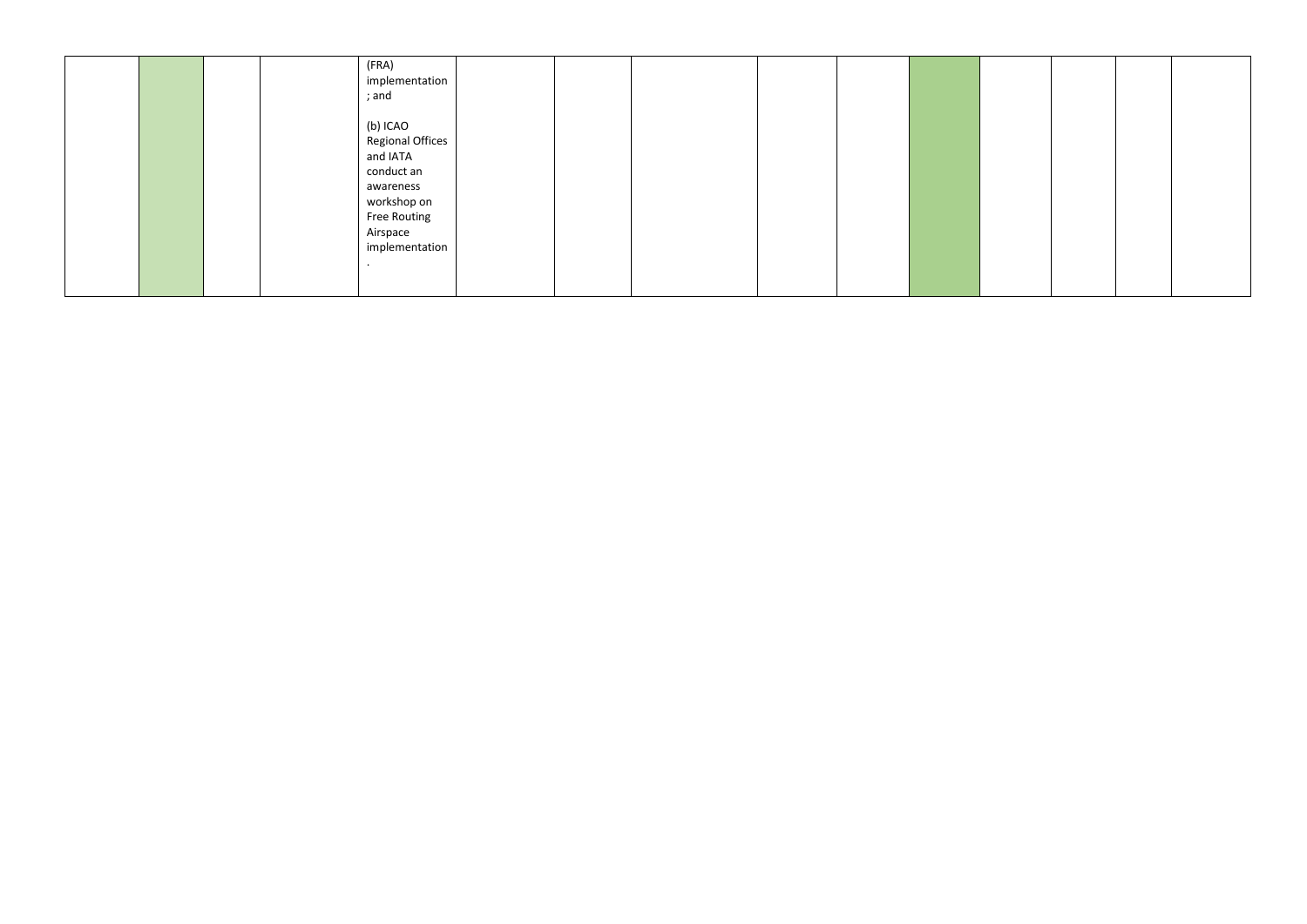| | | | | | | | | | | | | | | |
|---|---|---|---|---|---|---|---|---|---|---|---|---|---|---|
| | | | | (FRA) implementation; and<br><br>(b) ICAO Regional Offices and IATA conduct an awareness workshop on Free Routing Airspace implementation. | | | | | | | | | | |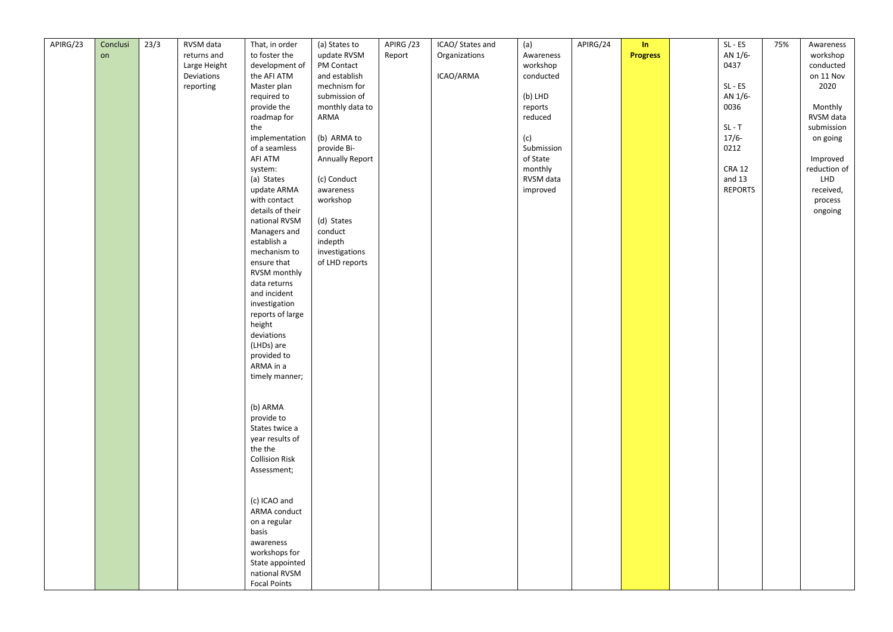| APIRG/23 | Conclusion | 23/3 | RVSM data returns and Large Height Deviations reporting | That, in order to foster the development of the AFI ATM Master plan required to provide the roadmap for the implementation of a seamless AFI ATM system:<br>(a) States update ARMA with contact details of their national RVSM Managers and establish a mechanism to ensure that RVSM monthly data returns and incident investigation reports of large height deviations (LHDs) are provided to ARMA in a timely manner;<br><br>(b) ARMA provide to States twice a year results of the the Collision Risk Assessment;<br><br>(c) ICAO and ARMA conduct on a regular basis awareness workshops for State appointed national RVSM Focal Points | (a) States to update RVSM PM Contact and establish mechnism for submission of monthly data to ARMA<br><br>(b) ARMA to provide Bi-Annually Report<br><br>(c) Conduct awareness workshop<br><br>(d) States conduct indepth investigations of LHD reports | APIRG /23 Report | ICAO/ States and Organizations<br><br>ICAO/ARMA | (a) Awareness workshop conducted<br><br>(b) LHD reports reduced<br><br>(c) Submission of State monthly RVSM data improved | APIRG/24 | **In Progress** | | SL - ES AN 1/6-0437<br><br>SL - ES AN 1/6-0036<br><br>SL - T 17/6-0212<br><br>CRA 12 and 13 REPORTS | 75% | Awareness workshop conducted on 11 Nov 2020<br><br>Monthly RVSM data submission on going<br><br>Improved reduction of LHD received, process ongoing |
|---|---|---|---|---|---|---|---|---|---|---|---|---|---|---|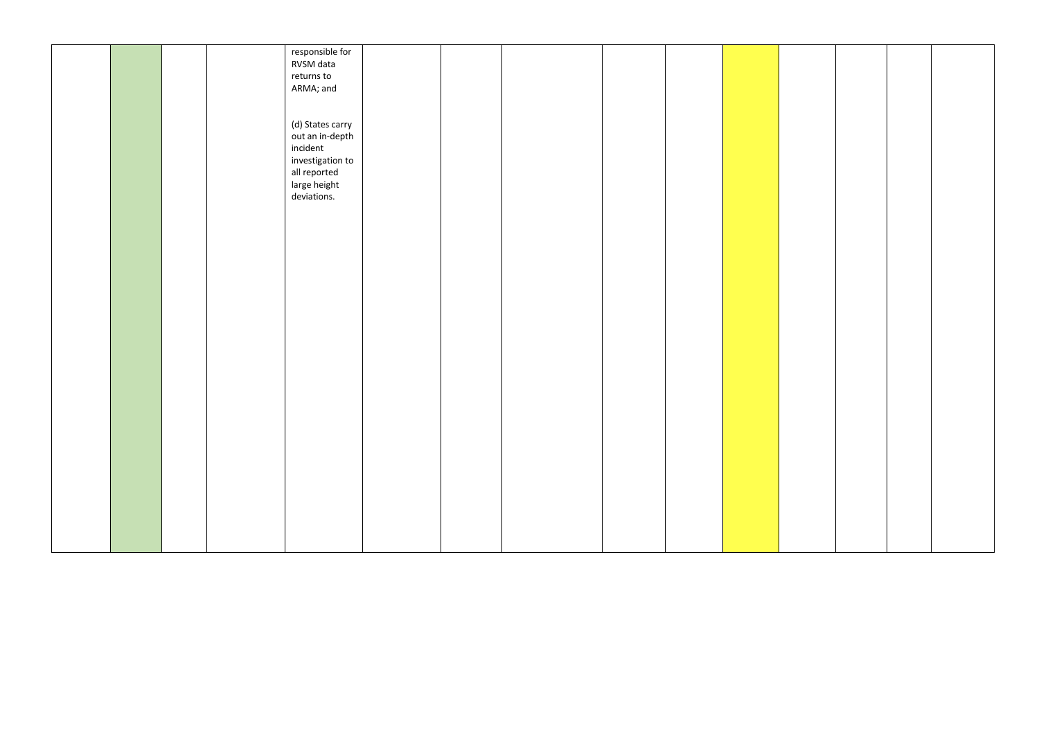| | | | | | | | | | | | | | | |
|---|---|---|---|---|---|---|---|---|---|---|---|---|---|---|
| | | | | responsible for RVSM data returns to ARMA; and<br><br>(d) States carry out an in-depth incident investigation to all reported large height deviations. | | | | | | | | | | |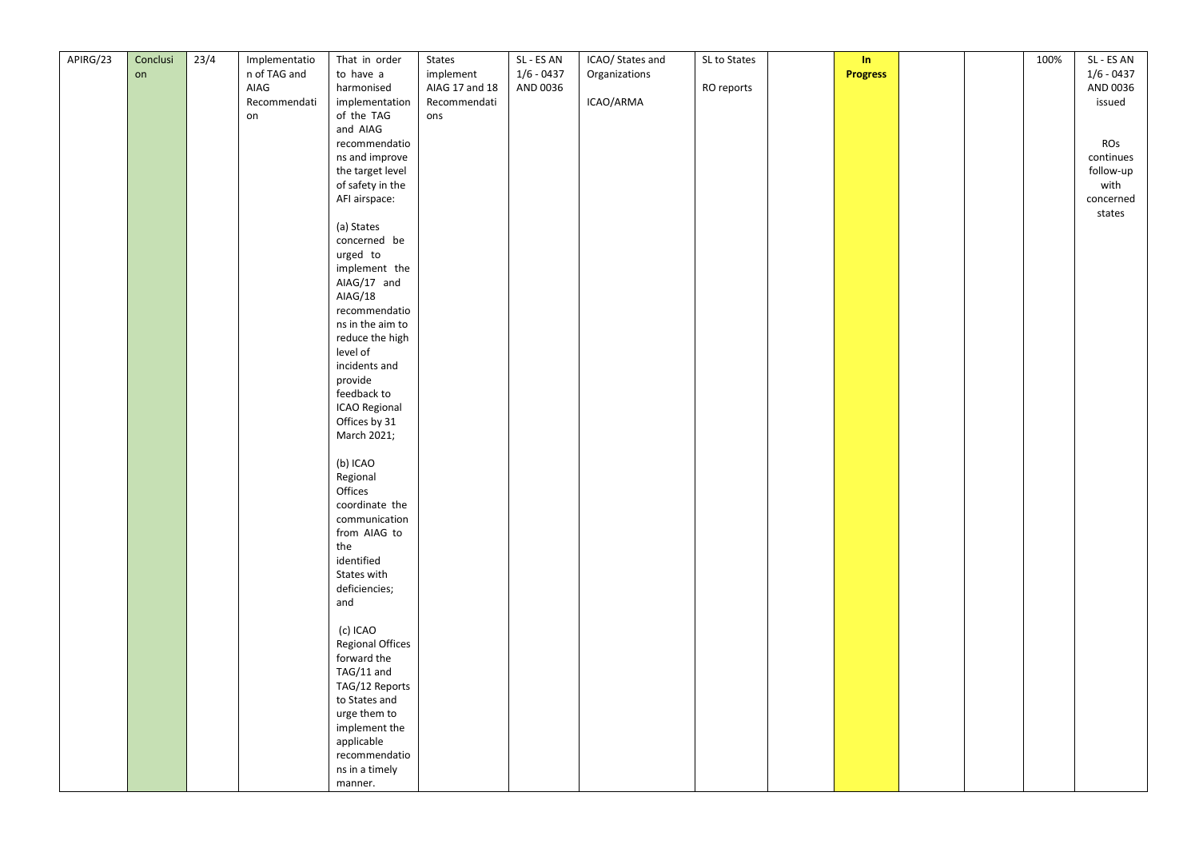| APIRG/23 | Conclusion | 23/4 | Implementation of TAG and AIAG Recommendation | That in order to have a harmonised implementation of the TAG and AIAG recommendations and improve the target level of safety in the AFI airspace:<br><br>(a) States concerned be urged to implement the AIAG/17 and AIAG/18 recommendations in the aim to reduce the high level of incidents and provide feedback to ICAO Regional Offices by 31 March 2021;<br><br>(b) ICAO Regional Offices coordinate the communication from AIAG to the identified States with deficiencies; and<br><br>(c) ICAO Regional Offices forward the TAG/11 and TAG/12 Reports to States and urge them to implement the applicable recommendations in a timely manner. | States implement AIAG 17 and 18 Recommendations | SL - ES AN 1/6 - 0437 AND 0036 | ICAO/ States and Organizations<br><br>ICAO/ARMA | SL to States<br><br>RO reports | | **In Progress** | | | 100% | SL - ES AN 1/6 - 0437 AND 0036 issued<br><br>ROs continues follow-up with concerned states |
|---|---|---|---|---|---|---|---|---|---|---|---|---|---|---|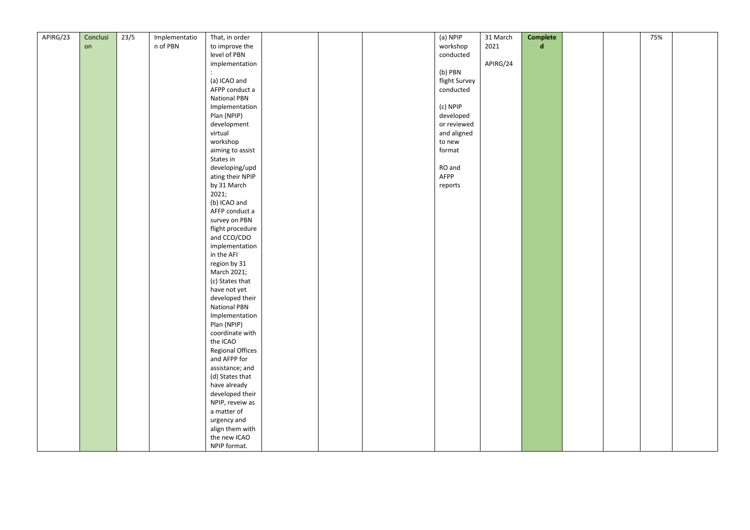| APIRG/23 | Conclusion | 23/5 | Implementation of PBN | That, in order to improve the level of PBN implementation:<br>(a) ICAO and AFPP conduct a National PBN Implementation Plan (NPIP) development virtual workshop aiming to assist States in developing/updating their NPIP by 31 March 2021;<br>(b) ICAO and AFPP conduct a survey on PBN flight procedure and CCO/CDO implementation in the AFI region by 31 March 2021;<br>(c) States that have not yet developed their National PBN Implementation Plan (NPIP) coordinate with the ICAO Regional Offices and AFPP for assistance; and<br>(d) States that have already developed their NPIP, reveiw as a matter of urgency and align them with the new ICAO NPIP format. | | | | (a) NPIP workshop conducted<br><br>(b) PBN flight Survey conducted<br><br>(c) NPIP developed or reviewed and aligned to new format<br><br>RO and AFPP reports | 31 March 2021<br><br>APIRG/24 | **Completed** | | | 75% | |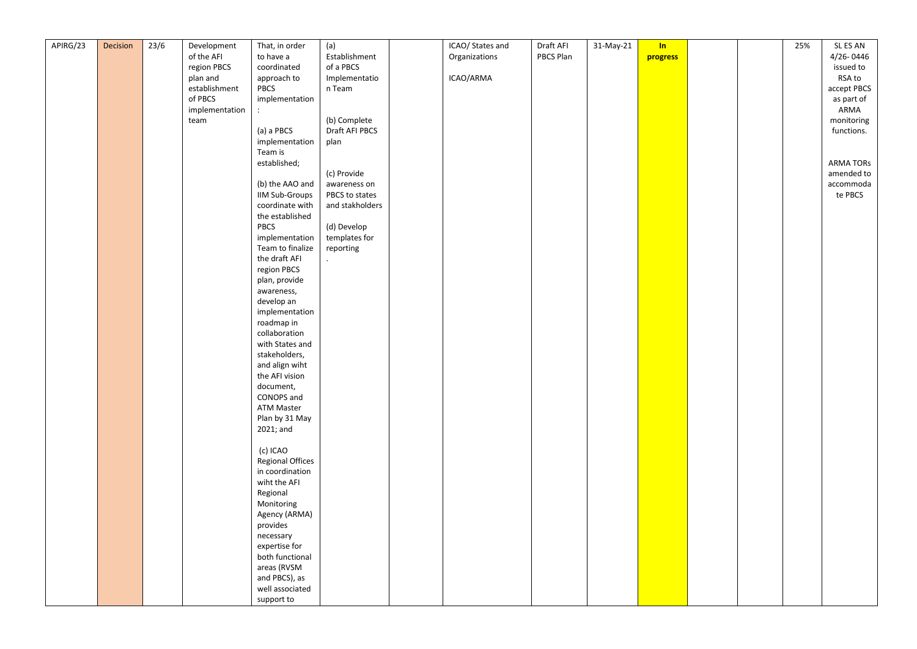| APIRG/23 | Decision | 23/6 | Development of the AFI region PBCS plan and establishment of PBCS implementation team | That, in order to have a coordinated approach to PBCS implementation :<br><br>(a) a PBCS implementation Team is established;<br><br>(b) the AAO and IIM Sub-Groups coordinate with the established PBCS implementation Team to finalize the draft AFI region PBCS plan, provide awareness, develop an implementation roadmap in collaboration with States and stakeholders, and align wiht the AFI vision document, CONOPS and ATM Master Plan by 31 May 2021; and<br><br>(c) ICAO Regional Offices in coordination wiht the AFI Regional Monitoring Agency (ARMA) provides necessary expertise for both functional areas (RVSM and PBCS), as well associated support to | (a) Establishment of a PBCS Implementation Team<br><br>(b) Complete Draft AFI PBCS plan<br><br>(c) Provide awareness on PBCS to states and stakholders<br><br>(d) Develop templates for reporting<br>. | | ICAO/ States and Organizations<br><br>ICAO/ARMA | Draft AFI PBCS Plan | 31-May-21 | **In progress** | | | 25% | SL ES AN 4/26- 0446 issued to RSA to accept PBCS as part of ARMA monitoring functions.<br><br>ARMA TORs amended to accommodate PBCS |
|---|---|---|---|---|---|---|---|---|---|---|---|---|---|---|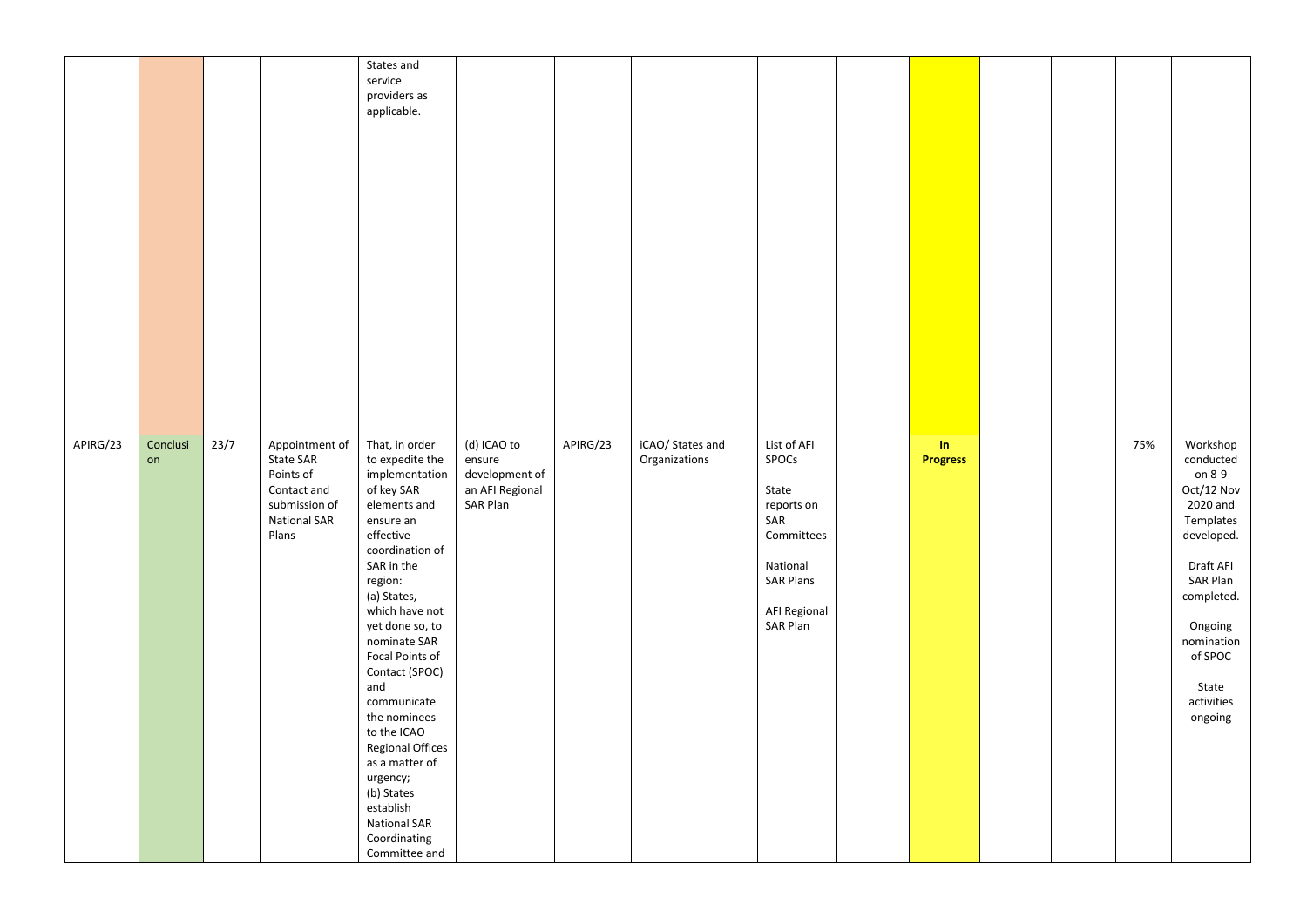| | | | | | | | | | | | | | | |
|---|---|---|---|---|---|---|---|---|---|---|---|---|---|---|
| | | | | States and service providers as applicable. | | | | | | | | | | |
| APIRG/23 | Conclusion | 23/7 | Appointment of State SAR Points of Contact and submission of National SAR Plans | That, in order to expedite the implementation of key SAR elements and ensure an effective coordination of SAR in the region: (a) States, which have not yet done so, to nominate SAR Focal Points of Contact (SPOC) and communicate the nominees to the ICAO Regional Offices as a matter of urgency; (b) States establish National SAR Coordinating Committee and | (d) ICAO to ensure development of an AFI Regional SAR Plan | APIRG/23 | iCAO/ States and Organizations | List of AFI SPOCs<br><br>State reports on SAR Committees<br><br>National SAR Plans<br><br>AFI Regional SAR Plan | | **In Progress** | | | 75% | Workshop conducted on 8-9 Oct/12 Nov 2020 and Templates developed.<br><br>Draft AFI SAR Plan completed.<br><br>Ongoing nomination of SPOC<br><br>State activities ongoing |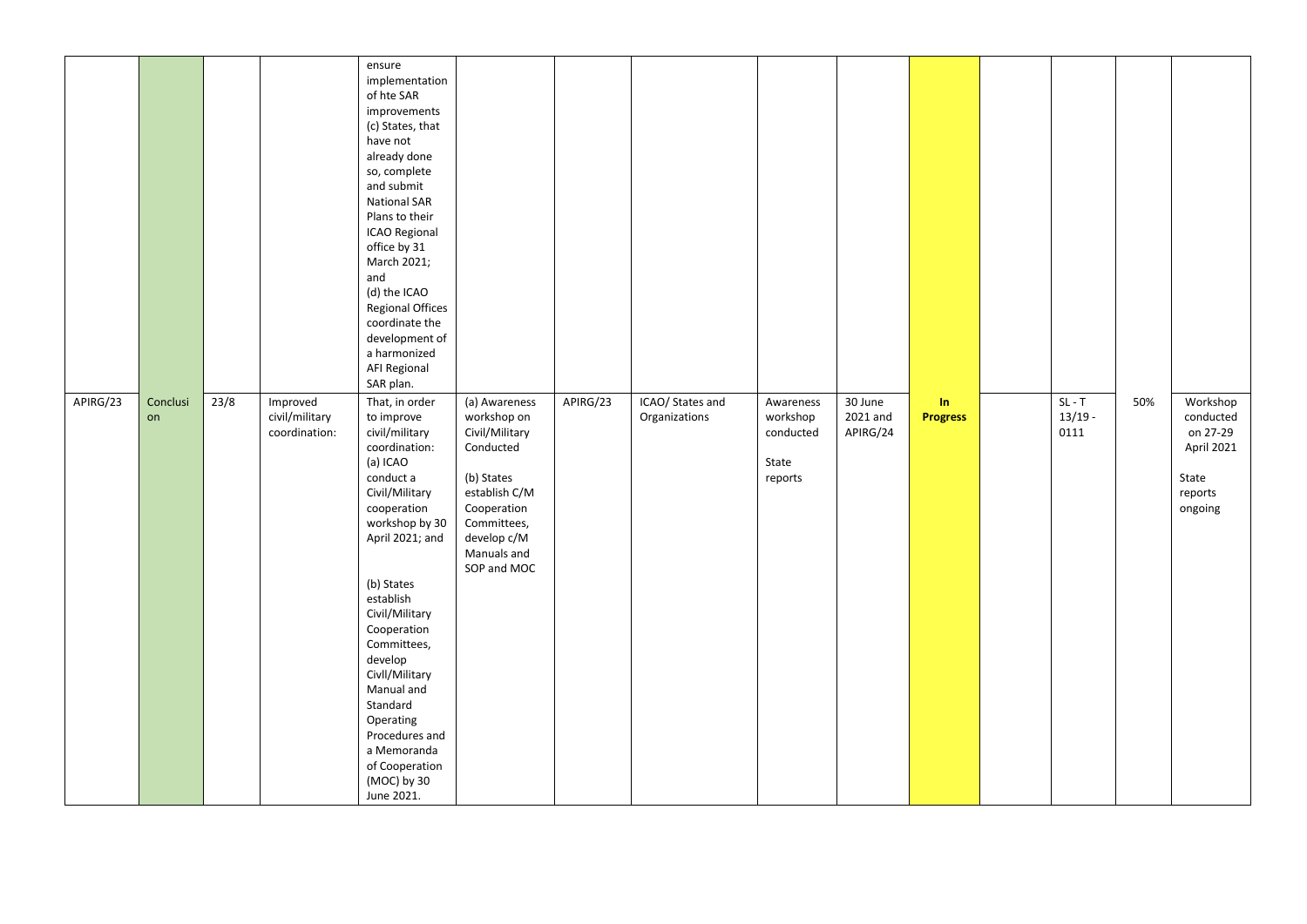| | | | | ensure implementation of hte SAR improvements (c) States, that have not already done so, complete and submit National SAR Plans to their ICAO Regional office by 31 March 2021; and (d) the ICAO Regional Offices coordinate the development of a harmonized AFI Regional SAR plan. | | | | | | | | | | |
|---|---|---|---|---|---|---|---|---|---|---|---|---|---|---|
| APIRG/23 | Conclusion | 23/8 | Improved civil/military coordination: | That, in order to improve civil/military coordination: (a) ICAO conduct a Civil/Military cooperation workshop by 30 April 2021; and (b) States establish Civil/Military Cooperation Committees, develop Civll/Military Manual and Standard Operating Procedures and a Memoranda of Cooperation (MOC) by 30 June 2021. | (a) Awareness workshop on Civil/Military Conducted (b) States establish C/M Cooperation Committees, develop c/M Manuals and SOP and MOC | APIRG/23 | ICAO/ States and Organizations | Awareness workshop conducted State reports | 30 June 2021 and APIRG/24 | **In Progress** | | SL - T 13/19 - 0111 | 50% | Workshop conducted on 27-29 April 2021 State reports ongoing |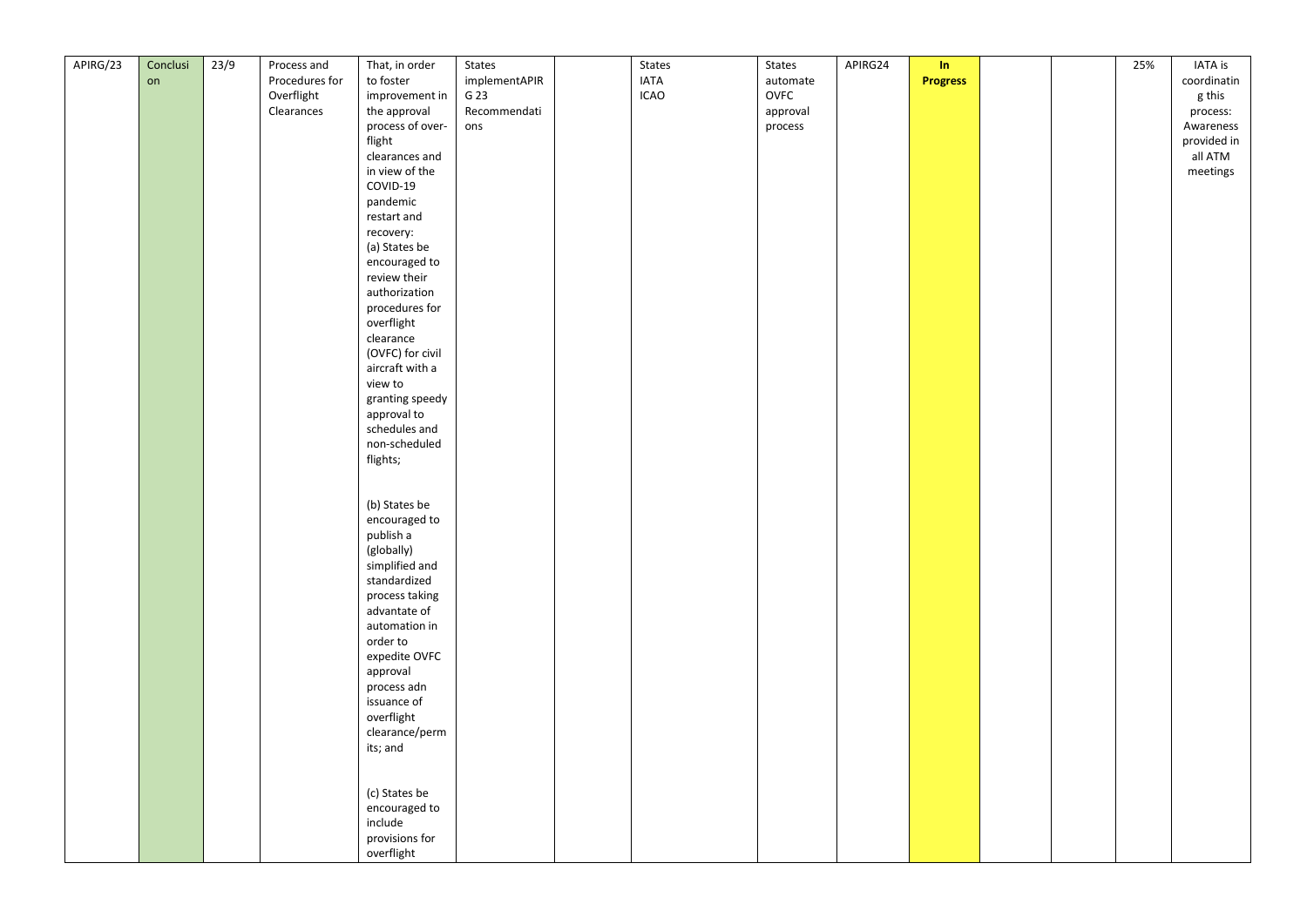| APIRG/23 | Conclusion | 23/9 | Process and Procedures for Overflight Clearances | That, in order to foster improvement in the approval process of over-flight clearances and in view of the COVID-19 pandemic restart and recovery:<br>(a) States be encouraged to review their authorization procedures for overflight clearance (OVFC) for civil aircraft with a view to granting speedy approval to schedules and non-scheduled flights;<br><br>(b) States be encouraged to publish a (globally) simplified and standardized process taking advantate of automation in order to expedite OVFC approval process adn issuance of overflight clearance/permits; and<br><br>(c) States be encouraged to include provisions for overflight | States implementAPIRG 23 Recommendations | | States IATA ICAO | States automate OVFC approval process | APIRG24 | **In Progress** | | | 25% | IATA is coordinating this process: Awareness provided in all ATM meetings |
|---|---|---|---|---|---|---|---|---|---|---|---|---|---|---|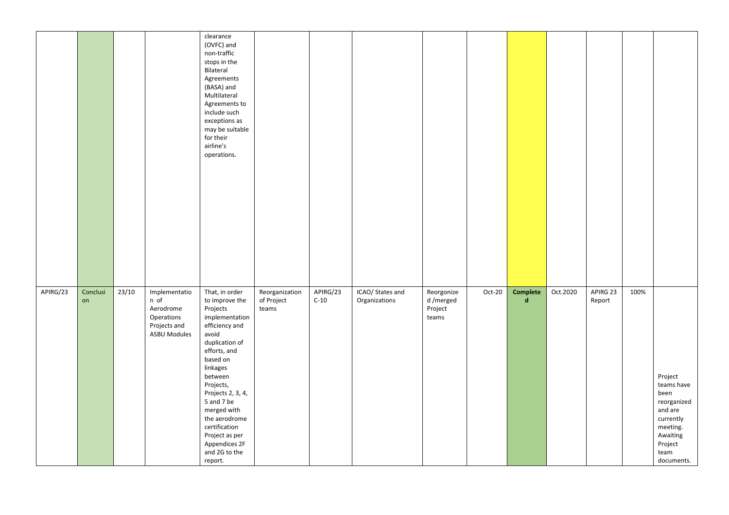| | | | | | | | | | | | | | | |
|---|---|---|---|---|---|---|---|---|---|---|---|---|---|---|
| | | | | clearance (OVFC) and non-traffic stops in the Bilateral Agreements (BASA) and Multilateral Agreements to include such exceptions as may be suitable for their airline's operations. | | | | | | | | | | |
| APIRG/23 | Conclusion | 23/10 | Implementation of Aerodrome Operations Projects and ASBU Modules | That, in order to improve the Projects implementation efficiency and avoid duplication of efforts, and based on linkages between Projects, Projects 2, 3, 4, 5 and 7 be merged with the aerodrome certification Project as per Appendices 2F and 2G to the report. | Reorganization of Project teams | APIRG/23 C-10 | ICAO/ States and Organizations | Reorganized /merged Project teams | Oct-20 | **Completed** | Oct.2020 | APIRG 23 Report | 100% | Project teams have been reorganized and are currently meeting. Awaiting Project team documents. |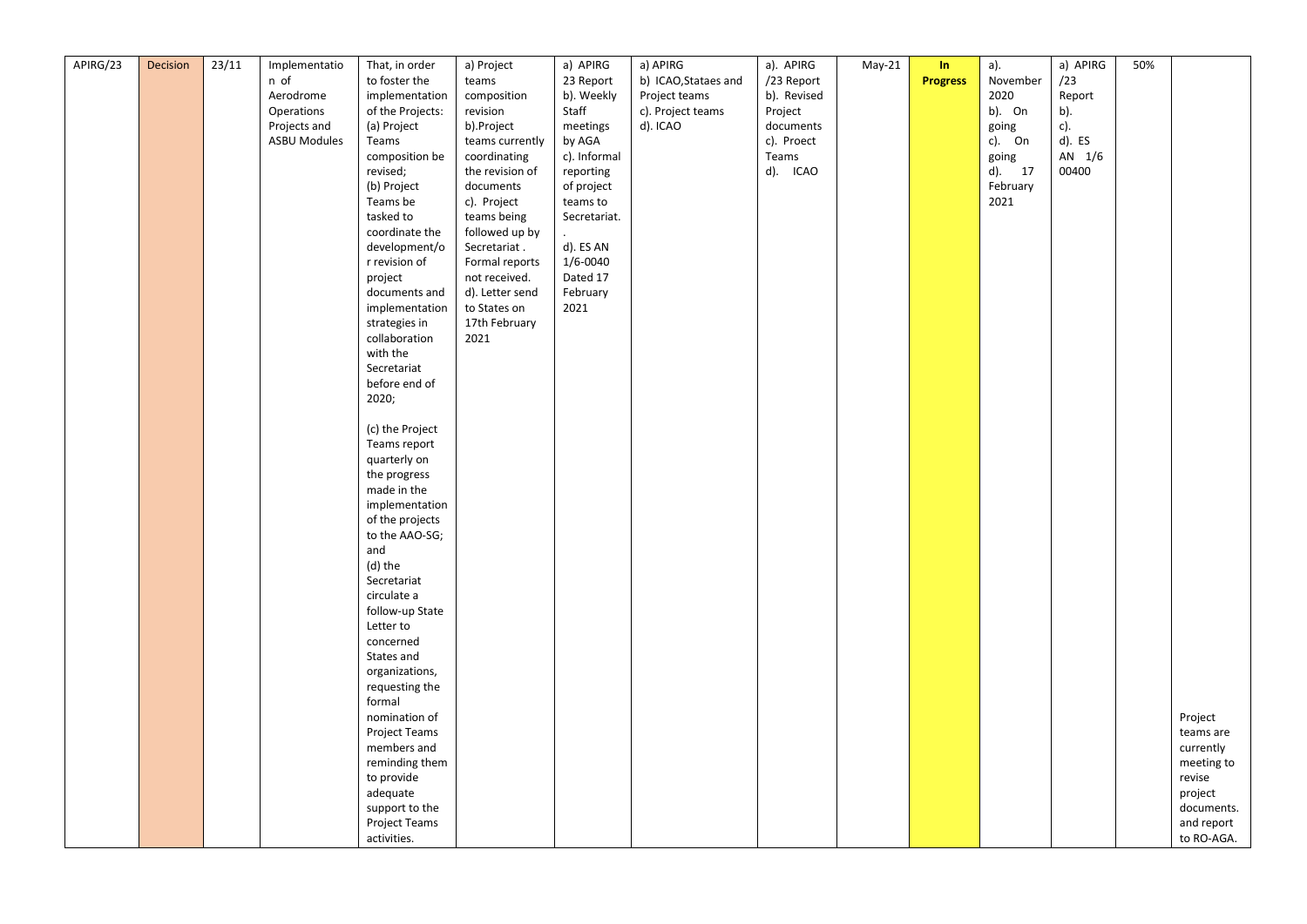| APIRG/23 | Decision | 23/11 | Implementation of Aerodrome Operations Projects and ASBU Modules | That, in order to foster the implementation of the Projects: (a) Project Teams composition be revised; (b) Project Teams be tasked to coordinate the development/or revision of project documents and implementation strategies in collaboration with the Secretariat before end of 2020; (c) the Project Teams report quarterly on the progress made in the implementation of the projects to the AAO-SG; and (d) the Secretariat circulate a follow-up State Letter to concerned States and organizations, requesting the formal nomination of Project Teams members and reminding them to provide adequate support to the Project Teams activities. | a) Project teams composition revision b).Project teams currently coordinating the revision of documents c). Project teams being followed up by Secretariat . Formal reports not received. d). Letter send to States on 17th February 2021 | a) APIRG 23 Report b). Weekly Staff meetings by AGA c). Informal reporting of project teams to Secretariat. . d). ES AN 1/6-0040 Dated 17 February 2021 | a) APIRG b) ICAO,Stataes and Project teams c). Project teams d). ICAO | a). APIRG /23 Report b). Revised Project documents c). Proect Teams d). ICAO | May-21 | **In Progress** | a). November 2020 b). On going c). On going d). 17 February 2021 | a) APIRG /23 Report b). c). d). ES AN 1/6 00400 | 50% | Project teams are currently meeting to revise project documents. and report to RO-AGA. |
|---|---|---|---|---|---|---|---|---|---|---|---|---|---|---|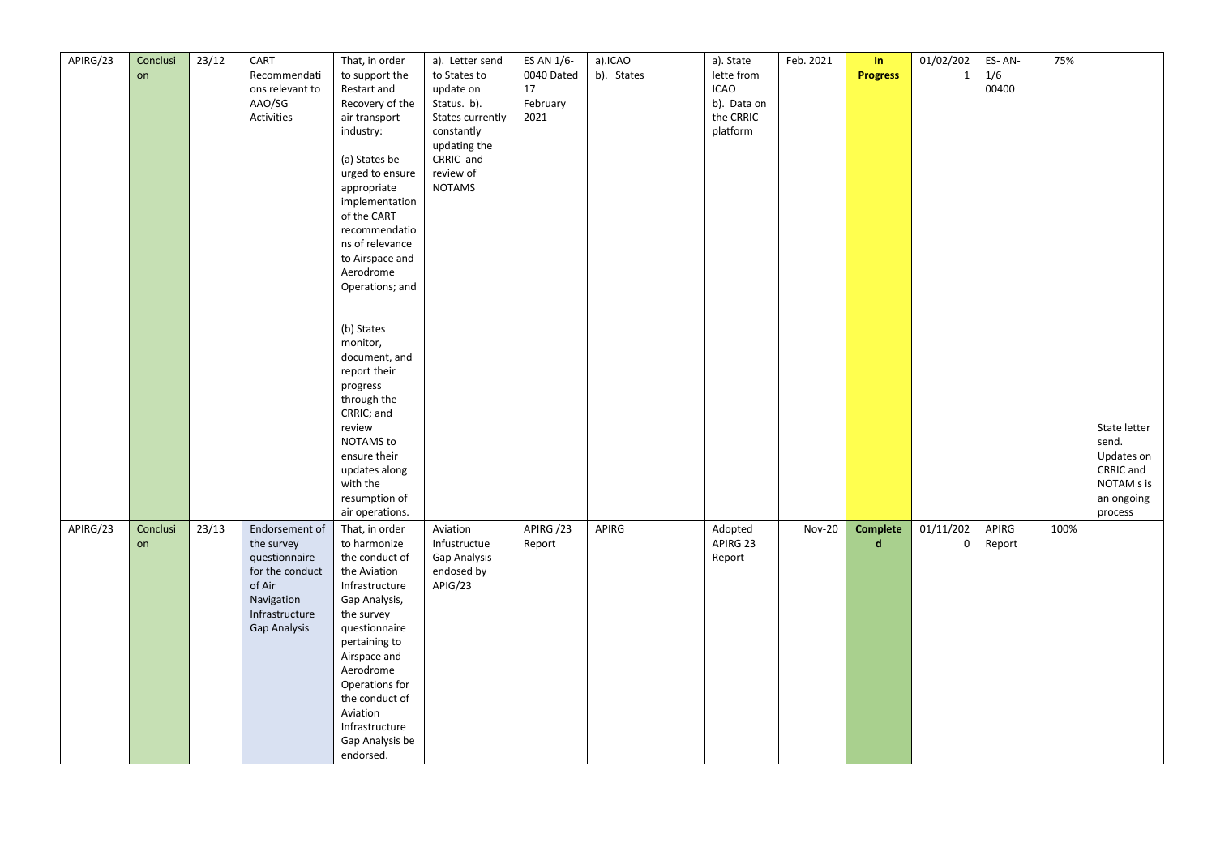| APIRG/23 | Conclusion | 23/12 | CART Recommendations relevant to AAO/SG Activities | That, in order to support the Restart and Recovery of the air transport industry:<br><br>(a) States be urged to ensure appropriate implementation of the CART recommendations of relevance to Airspace and Aerodrome Operations; and<br><br>(b) States monitor, document, and report their progress through the CRRIC; and review NOTAMS to ensure their updates along with the resumption of air operations. | a). Letter send to States to update on Status. b). States currently constantly updating the CRRIC and review of NOTAMS | ES AN 1/6-0040 Dated 17 February 2021 | a).ICAO b). States | a). State lette from ICAO b). Data on the CRRIC platform | Feb. 2021 | **In Progress** | 01/02/2021 | ES- AN-1/6 00400 | 75% | State letter send. Updates on CRRIC and NOTAM s is an ongoing process |
|---|---|---|---|---|---|---|---|---|---|---|---|---|---|---|
| APIRG/23 | Conclusion | 23/13 | Endorsement of the survey questionnaire for the conduct of Air Navigation Infrastructure Gap Analysis | That, in order to harmonize the conduct of the Aviation Infrastructure Gap Analysis, the survey questionnaire pertaining to Airspace and Aerodrome Operations for the conduct of Aviation Infrastructure Gap Analysis be endorsed. | Aviation Infustructue Gap Analysis endosed by APIG/23 | APIRG /23 Report | APIRG | Adopted APIRG 23 Report | Nov-20 | **Completed** | 01/11/2020 | APIRG Report | 100% | |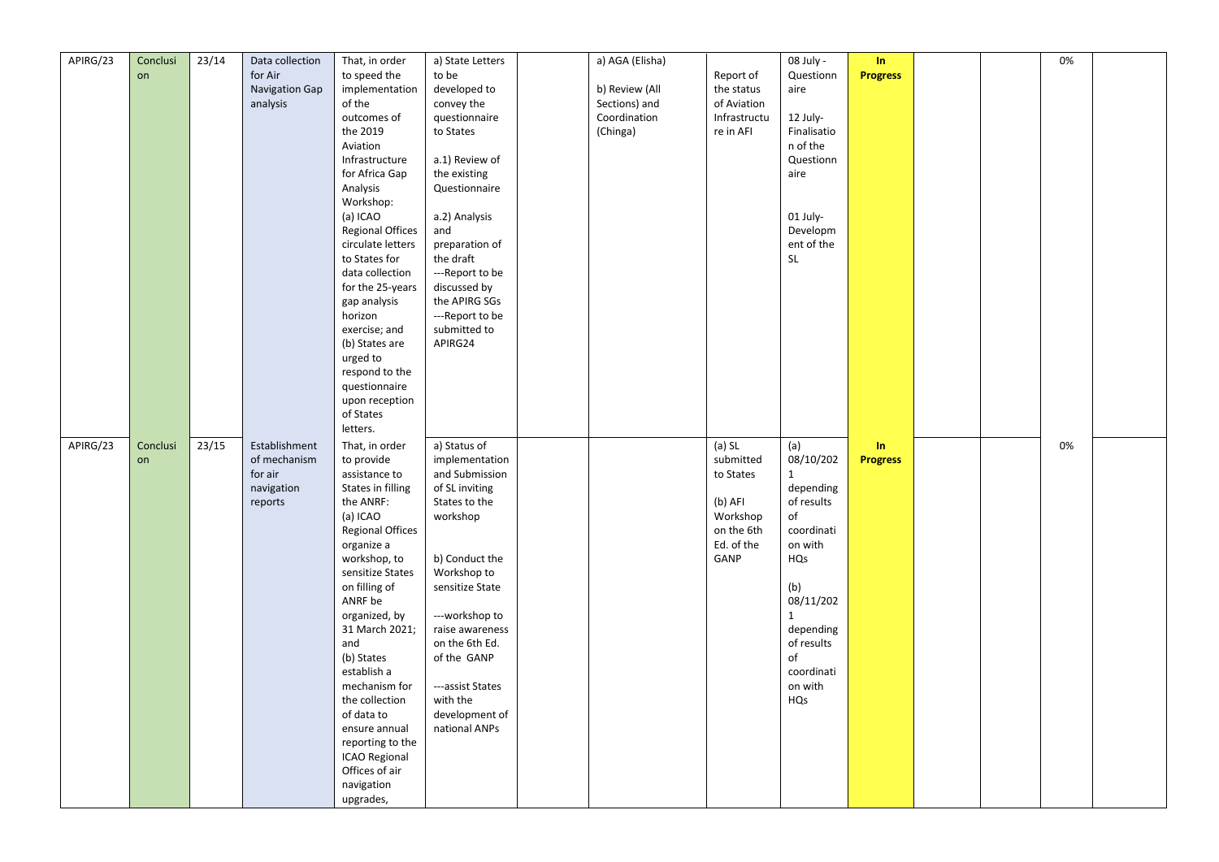| APIRG/23 | Conclusion | 23/14 | Data collection for Air Navigation Gap analysis | That, in order to speed the implementation of the outcomes of the 2019 Aviation Infrastructure for Africa Gap Analysis Workshop:<br>(a) ICAO Regional Offices circulate letters to States for data collection for the 25-years gap analysis horizon exercise; and<br>(b) States are urged to respond to the questionnaire upon reception of States letters. | a) State Letters to be developed to convey the questionnaire to States<br><br>a.1) Review of the existing Questionnaire<br><br>a.2) Analysis and preparation of the draft<br>---Report to be discussed by the APIRG SGs<br>---Report to be submitted to APIRG24 | | a) AGA (Elisha)<br><br>b) Review (All Sections) and Coordination (Chinga) | Report of the status of Aviation Infrastructure in AFI | 08 July - Questionnaire<br><br>12 July- Finalisation of the Questionnaire<br><br>01 July- Development of the SL | **In Progress** | | | 0% | |
|---|---|---|---|---|---|---|---|---|---|---|---|---|---|---|
| APIRG/23 | Conclusion | 23/15 | Establishment of mechanism for air navigation reports | That, in order to provide assistance to States in filling the ANRF:<br>(a) ICAO Regional Offices organize a workshop, to sensitize States on filling of ANRF be organized, by 31 March 2021; and<br>(b) States establish a mechanism for the collection of data to ensure annual reporting to the ICAO Regional Offices of air navigation upgrades, | a) Status of implementation and Submission of SL inviting States to the workshop<br><br>b) Conduct the Workshop to sensitize State<br><br>---workshop to raise awareness on the 6th Ed. of the GANP<br><br>---assist States with the development of national ANPs | | | (a) SL submitted to States<br><br>(b) AFI Workshop on the 6th Ed. of the GANP | (a) 08/10/2021 depending of results of coordination with HQs<br><br>(b) 08/11/2021 depending of results of coordination with HQs | **In Progress** | | | 0% | |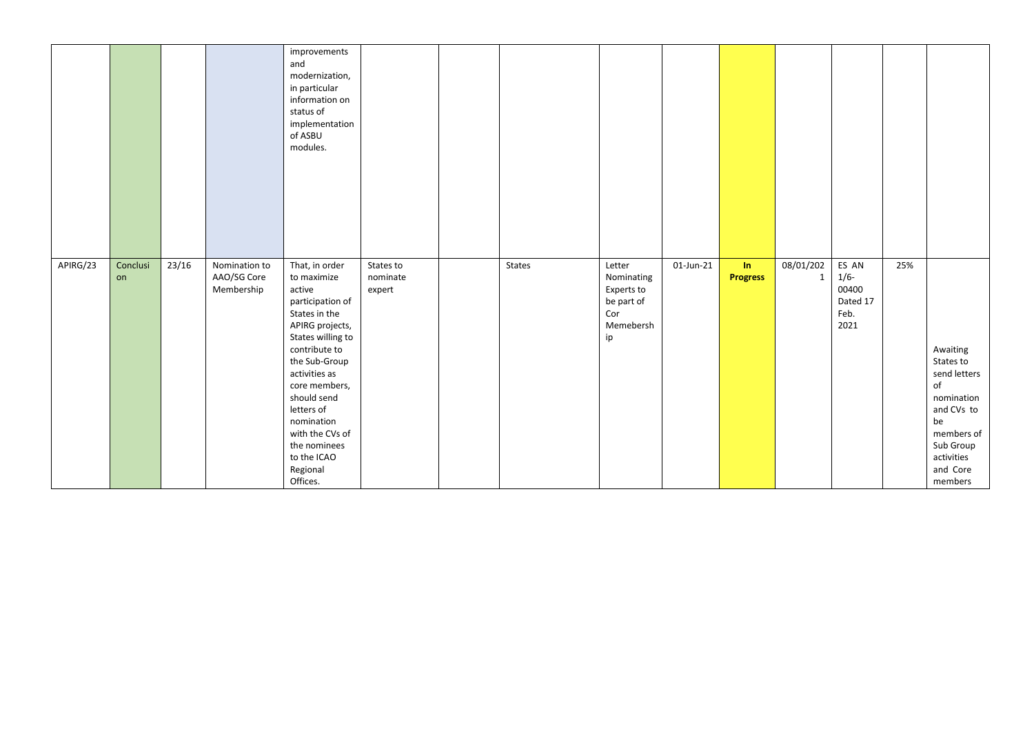| | | | | | | | | | | | | | | |
|---|---|---|---|---|---|---|---|---|---|---|---|---|---|---|
| | | | | improvements and modernization, in particular information on status of implementation of ASBU modules. | | | | | | | | | | |
| APIRG/23 | Conclusion | 23/16 | Nomination to AAO/SG Core Membership | That, in order to maximize active participation of States in the APIRG projects, States willing to contribute to the Sub-Group activities as core members, should send letters of nomination with the CVs of the nominees to the ICAO Regional Offices. | States to nominate expert | | States | Letter Nominating Experts to be part of Cor Memebership | 01-Jun-21 | **In Progress** | 08/01/2021 | ES AN 1/6-00400 Dated 17 Feb. 2021 | 25% | Awaiting States to send letters of nomination and CVs to be members of Sub Group activities and Core members |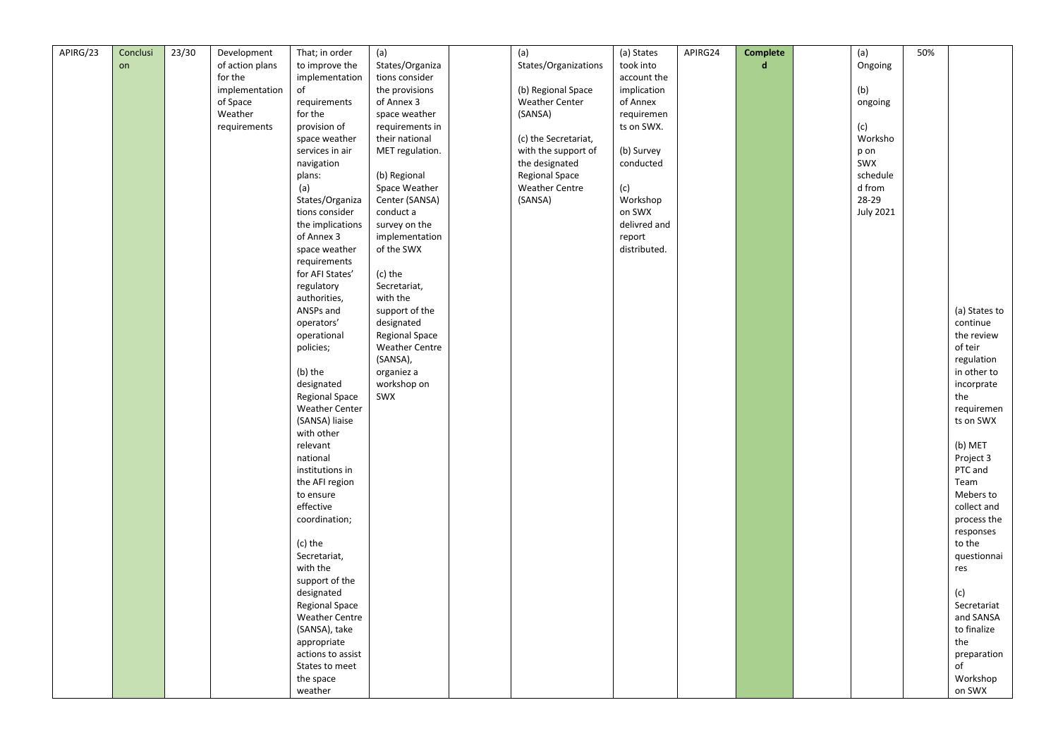| APIRG/23 | Conclusion | 23/30 | Development of action plans for the implementation of Space Weather requirements | That; in order to improve the implementation of requirements for the provision of space weather services in air navigation plans:<br><br>(a) States/Organizations consider the implications of Annex 3 space weather requirements for AFI States' regulatory authorities, ANSPs and operators' operational policies;<br><br>(b) the designated Regional Space Weather Center (SANSA) liaise with other relevant national institutions in the AFI region to ensure effective coordination;<br><br>(c) the Secretariat, with the support of the designated Regional Space Weather Centre (SANSA), take appropriate actions to assist States to meet the space weather | (a) States/Organizations consider the provisions of Annex 3 space weather requirements in their national MET regulation.<br><br>(b) Regional Space Weather Center (SANSA) conduct a survey on the implementation of the SWX<br><br>(c) the Secretariat, with the support of the designated Regional Space Weather Centre (SANSA), organiez a workshop on SWX | | (a) States/Organizations<br><br>(b) Regional Space Weather Center (SANSA)<br><br>(c) the Secretariat, with the support of the designated Regional Space Weather Centre (SANSA) | (a) States took into account the implication of Annex requirements on SWX.<br><br>(b) Survey conducted<br><br>(c) Workshop on SWX delivred and report distributed. | APIRG24 | **Completed** | | (a) Ongoing<br><br>(b) ongoing<br><br>(c) Workshop on SWX scheduled from 28-29 July 2021 | 50% | (a) States to continue the review of teir regulation in other to incorprate the requirements on SWX<br><br>(b) MET Project 3 PTC and Team Mebers to collect and process the responses to the questionnaires<br><br>(c) Secretariat and SANSA to finalize the preparation of Workshop on SWX |
|---|---|---|---|---|---|---|---|---|---|---|---|---|---|---|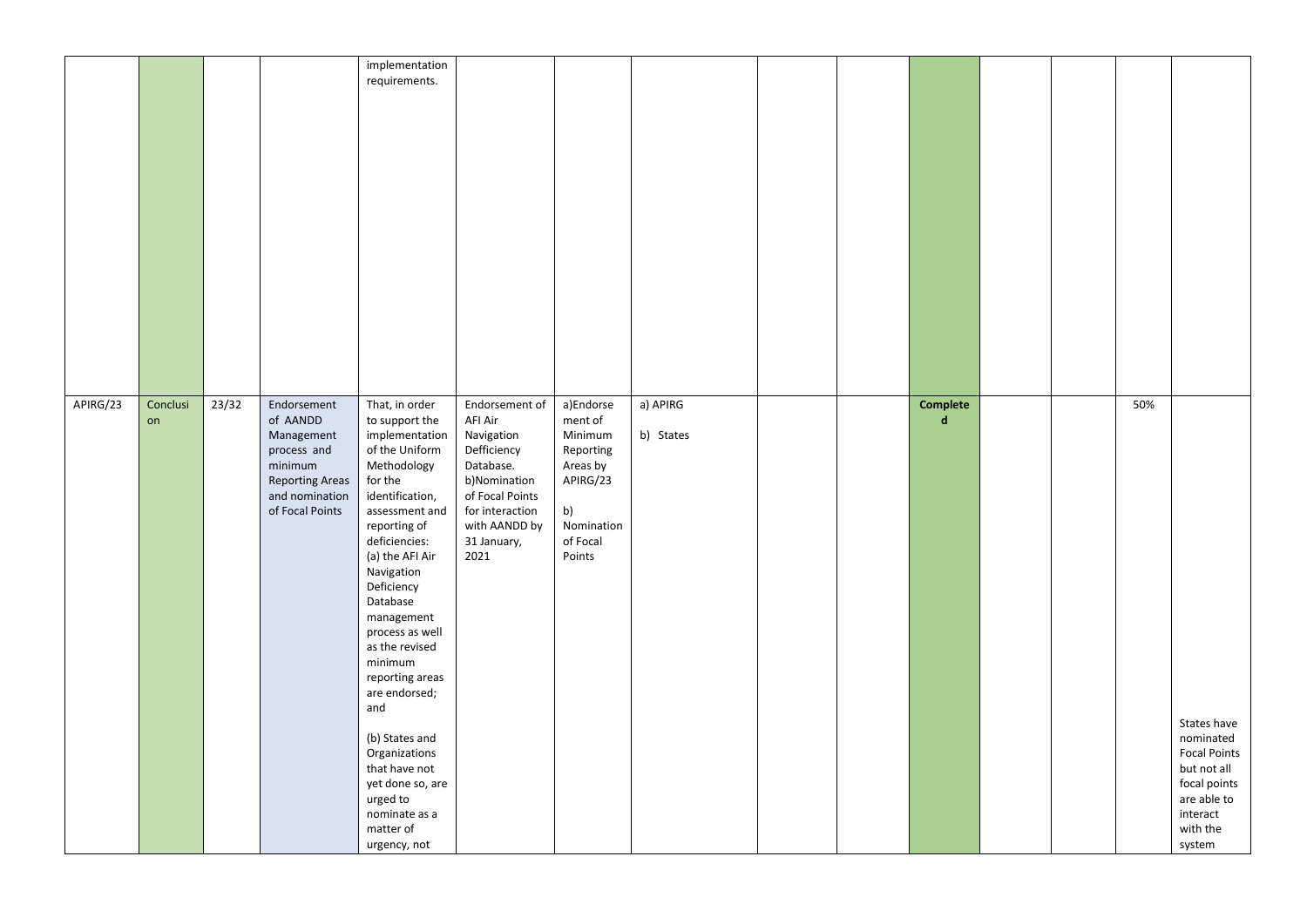| | | | | | | | | | | | | | | |
|---|---|---|---|---|---|---|---|---|---|---|---|---|---|---|
| | | | | implementation requirements. | | | | | | | | | | |
| APIRG/23 | Conclusion | 23/32 | Endorsement of AANDD Management process and minimum Reporting Areas and nomination of Focal Points | That, in order to support the implementation of the Uniform Methodology for the identification, assessment and reporting of deficiencies: (a) the AFI Air Navigation Deficiency Database management process as well as the revised minimum reporting areas are endorsed; and (b) States and Organizations that have not yet done so, are urged to nominate as a matter of urgency, not | Endorsement of AFI Air Navigation Defficiency Database. b)Nomination of Focal Points for interaction with AANDD by 31 January, 2021 | a)Endorsement of Minimum Reporting Areas by APIRG/23 b) Nomination of Focal Points | a) APIRG b) States | | | **Completed** | | | 50% | States have nominated Focal Points but not all focal points are able to interact with the system |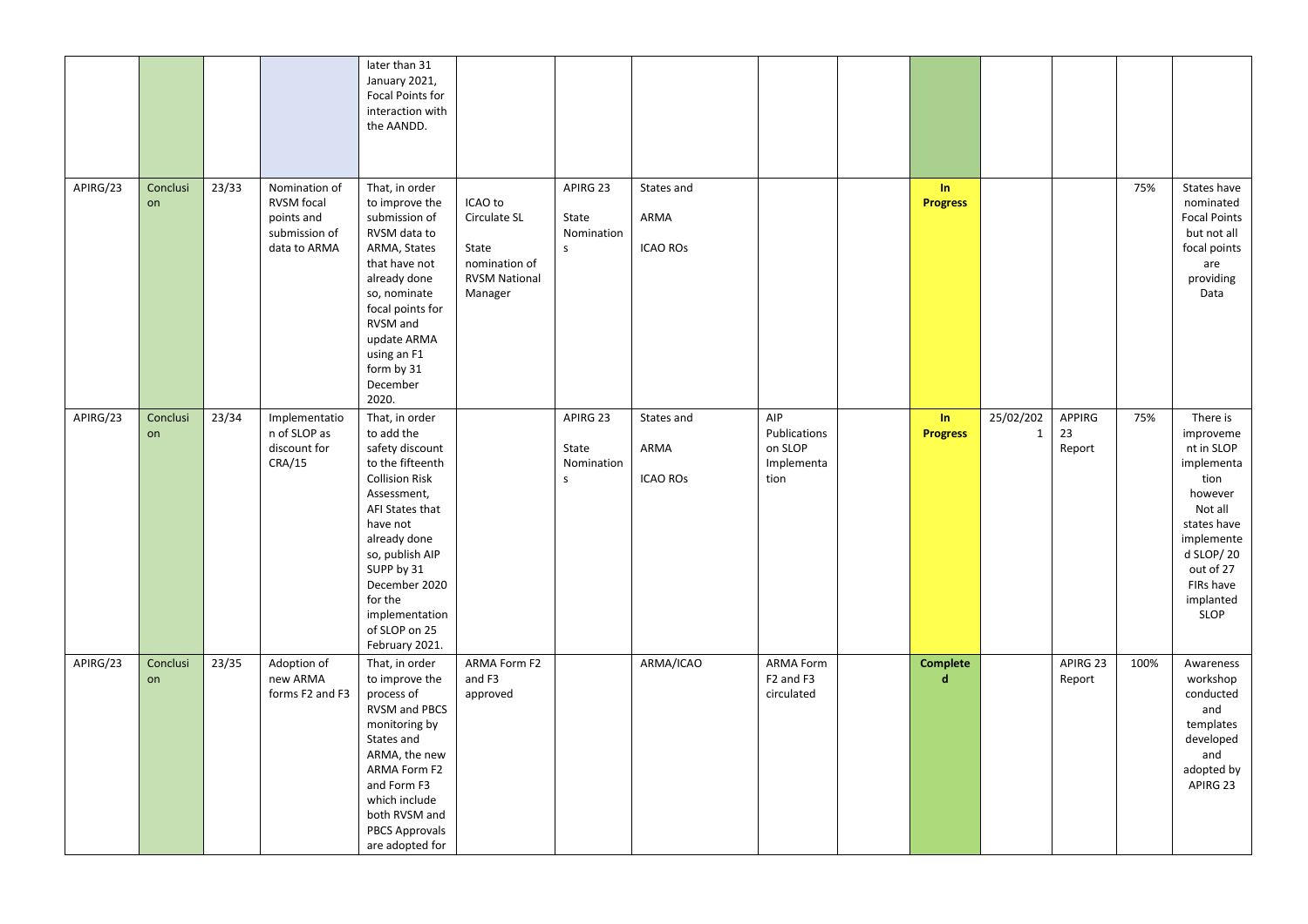|  |  |  |  |  |  |  |  |  |  |  |  |  |  |  |
|---|---|---|---|---|---|---|---|---|---|---|---|---|---|---|
|  |  |  |  | later than 31 January 2021, Focal Points for interaction with the AANDD. |  |  |  |  |  |  |  |  |  |  |
| APIRG/23 | Conclusion | 23/33 | Nomination of RVSM focal points and submission of data to ARMA | That, in order to improve the submission of RVSM data to ARMA, States that have not already done so, nominate focal points for RVSM and update ARMA using an F1 form by 31 December 2020. | ICAO to Circulate SL<br><br>State nomination of RVSM National Manager | APIRG 23<br><br>State Nominations | States and<br><br>ARMA<br><br>ICAO ROs |  |  | **In Progress** |  |  | 75% | States have nominated Focal Points but not all focal points are providing Data |
| APIRG/23 | Conclusion | 23/34 | Implementation of SLOP as discount for CRA/15 | That, in order to add the safety discount to the fifteenth Collision Risk Assessment, AFI States that have not already done so, publish AIP SUPP by 31 December 2020 for the implementation of SLOP on 25 February 2021. |  | APIRG 23<br><br>State Nominations | States and<br><br>ARMA<br><br>ICAO ROs | AIP Publications on SLOP Implementation |  | **In Progress** | 25/02/2021 | APPIRG 23 Report | 75% | There is improvement in SLOP implementation however Not all states have implemented SLOP/ 20 out of 27 FIRs have implanted SLOP |
| APIRG/23 | Conclusion | 23/35 | Adoption of new ARMA forms F2 and F3 | That, in order to improve the process of RVSM and PBCS monitoring by States and ARMA, the new ARMA Form F2 and Form F3 which include both RVSM and PBCS Approvals are adopted for | ARMA Form F2 and F3 approved |  | ARMA/ICAO | ARMA Form F2 and F3 circulated |  | **Completed** |  | APIRG 23 Report | 100% | Awareness workshop conducted and templates developed and adopted by APIRG 23 |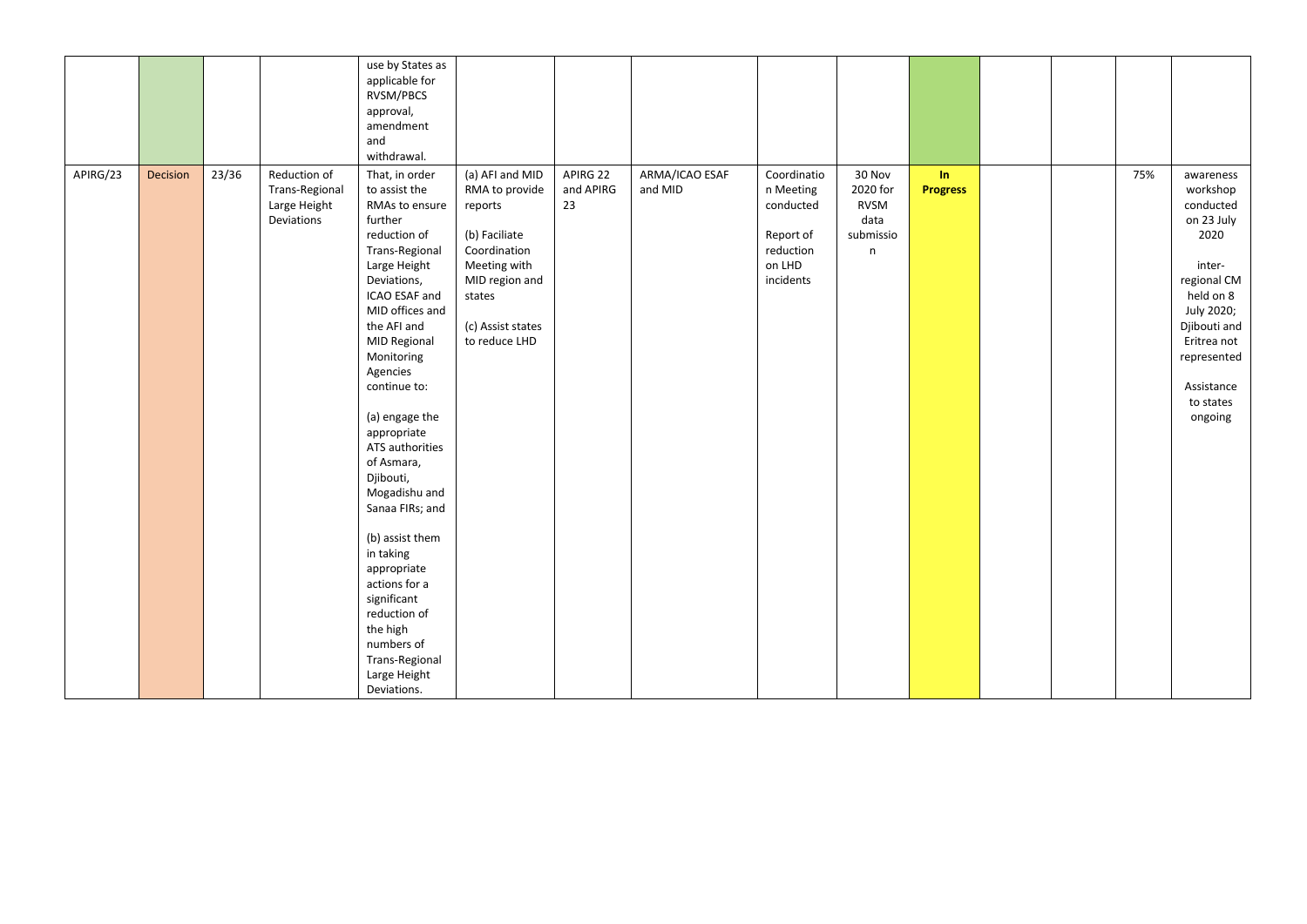| | | | | | | | | | | | | | | |
|---|---|---|---|---|---|---|---|---|---|---|---|---|---|---|
| | | | | use by States as applicable for RVSM/PBCS approval, amendment and withdrawal. | | | | | | | | | | |
| APIRG/23 | Decision | 23/36 | Reduction of Trans-Regional Large Height Deviations | That, in order to assist the RMAs to ensure further reduction of Trans-Regional Large Height Deviations, ICAO ESAF and MID offices and the AFI and MID Regional Monitoring Agencies continue to:<br><br>(a) engage the appropriate ATS authorities of Asmara, Djibouti, Mogadishu and Sanaa FIRs; and<br><br>(b) assist them in taking appropriate actions for a significant reduction of the high numbers of Trans-Regional Large Height Deviations. | (a) AFI and MID RMA to provide reports<br><br>(b) Faciliate Coordination Meeting with MID region and states<br><br>(c) Assist states to reduce LHD | APIRG 22 and APIRG 23 | ARMA/ICAO ESAF and MID | Coordination Meeting conducted<br><br>Report of reduction on LHD incidents | 30 Nov 2020 for RVSM data submission | **In Progress** | | | 75% | awareness workshop conducted on 23 July 2020<br><br>inter-regional CM held on 8 July 2020; Djibouti and Eritrea not represented<br><br>Assistance to states ongoing |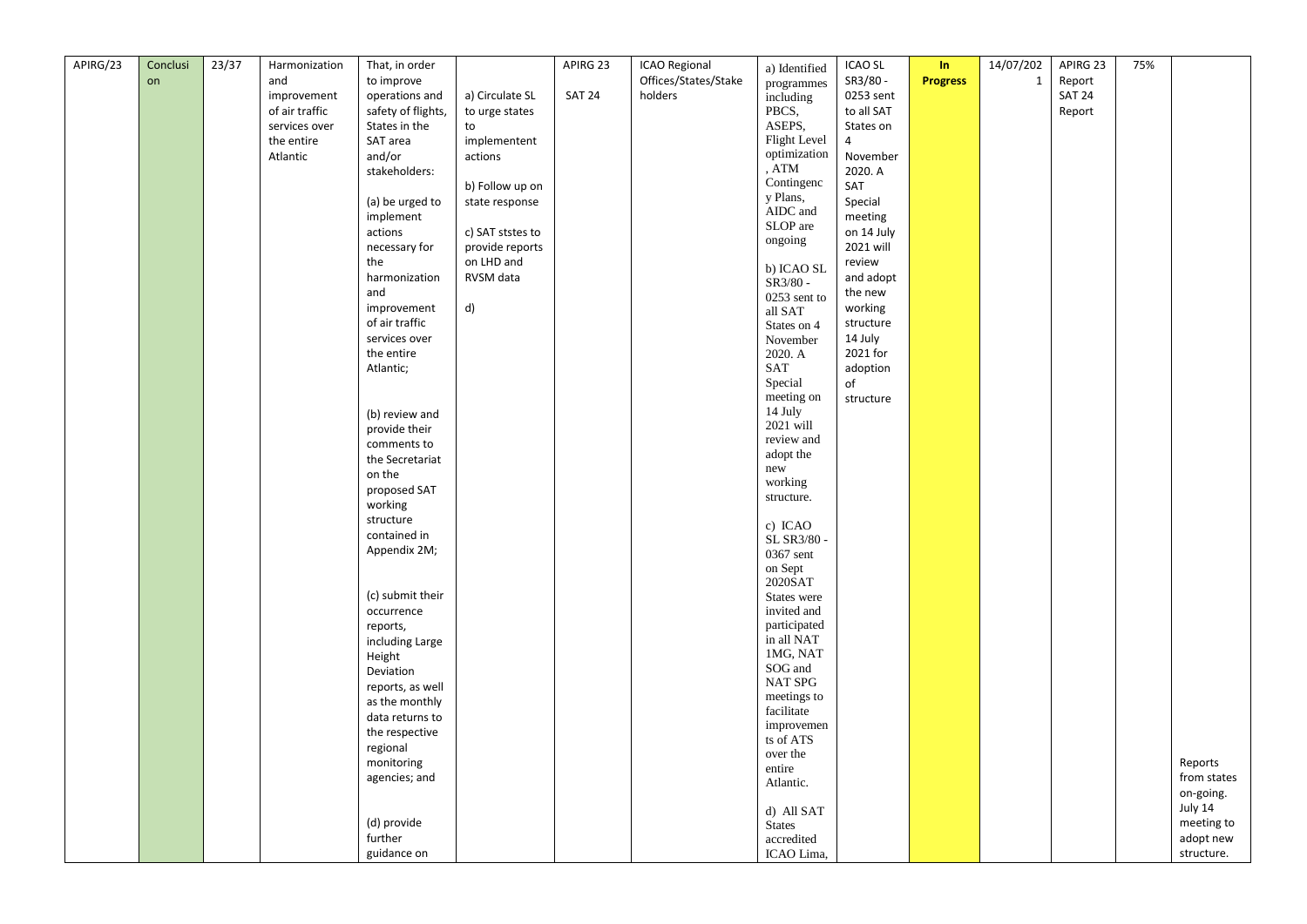| APIRG/23 | Conclusion | 23/37 | Harmonization and improvement of air traffic services over the entire Atlantic | That, in order to improve operations and safety of flights, States in the SAT area and/or stakeholders:<br><br>(a) be urged to implement actions necessary for the harmonization and improvement of air traffic services over the entire Atlantic;<br><br>(b) review and provide their comments to the Secretariat on the proposed SAT working structure contained in Appendix 2M;<br><br>(c) submit their occurrence reports, including Large Height Deviation reports, as well as the monthly data returns to the respective regional monitoring agencies; and<br><br>(d) provide further guidance on | a) Circulate SL to urge states to implemententactions<br><br>b) Follow up on state response<br><br>c) SAT ststes to provide reports on LHD and RVSM data<br><br>d) | APIRG 23<br><br>SAT 24 | ICAO Regional Offices/States/Stakeholders | a) Identified programmes including PBCS, ASEPS, Flight Level optimization, ATM Contingency Plans, AIDC and SLOP are ongoing<br><br>b) ICAO SL SR3/80 - 0253 sent to all SAT States on 4 November 2020. A SAT Special meeting on 14 July 2021 will review and adopt the new working structure.<br><br>c) ICAO SL SR3/80 - 0367 sent on Sept 2020SAT States were invited and participated in all NAT IMG, NAT SOG and NAT SPG meetings to facilitate improvements of ATS over the entire Atlantic.<br><br>d) All SAT States accredited ICAO Lima, | ICAO SL SR3/80 - 0253 sent to all SAT States on 4 November 2020. A SAT Special meeting on 14 July 2021 will review and adopt the new working structure 14 July 2021 for adoption of structure | **In Progress** | 14/07/2021 | APIRG 23 Report SAT 24 Report | 75% | Reports from states on-going. July 14 meeting to adopt new structure. |
|---|---|---|---|---|---|---|---|---|---|---|---|---|---|---|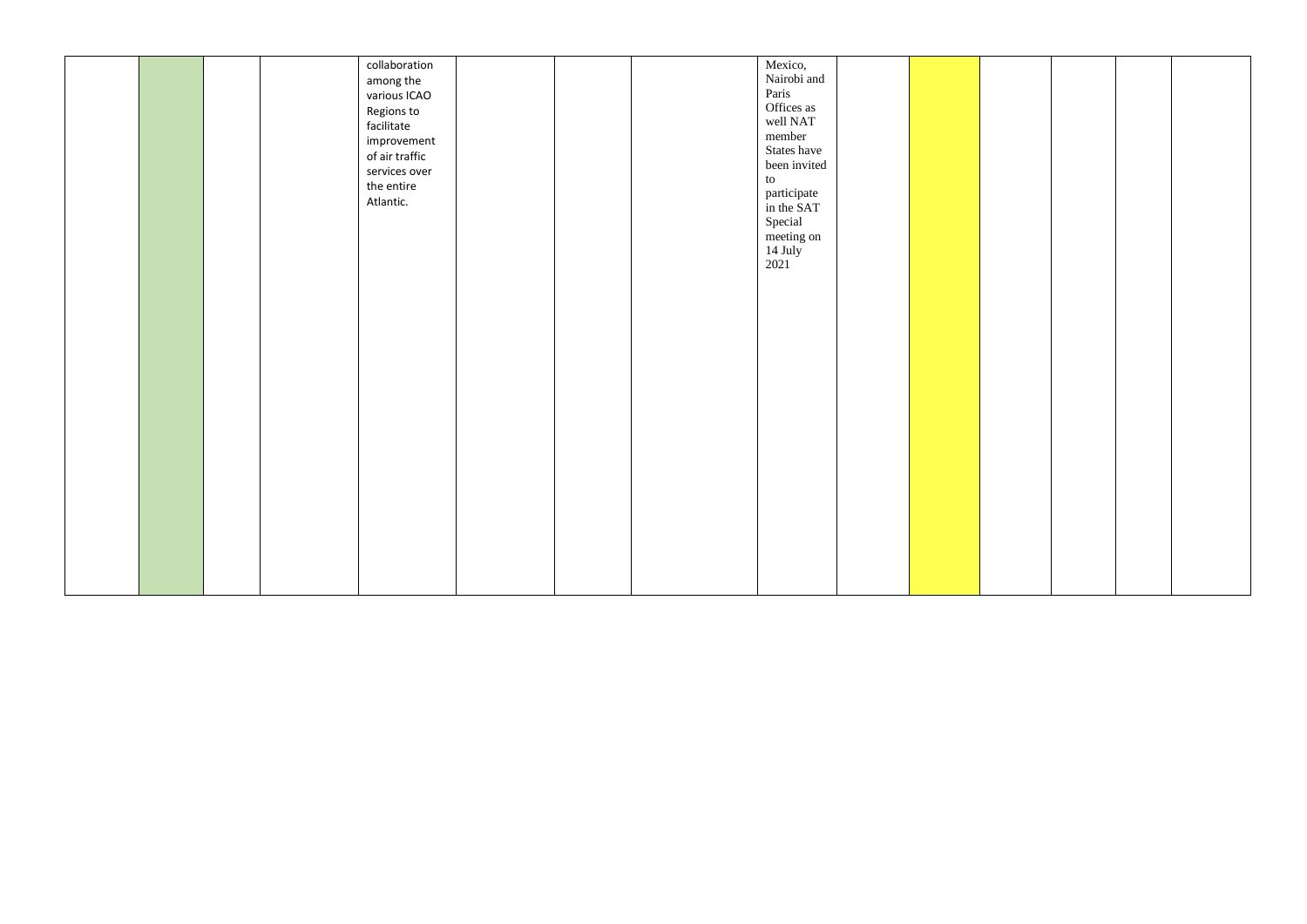| | | | | | | | | | | | | | | |
|---|---|---|---|---|---|---|---|---|---|---|---|---|---|---|
| | | | | collaboration among the various ICAO Regions to facilitate improvement of air traffic services over the entire Atlantic. | | | | Mexico, Nairobi and Paris Offices as well NAT member States have been invited to participate in the SAT Special meeting on 14 July 2021 | | | | | | |